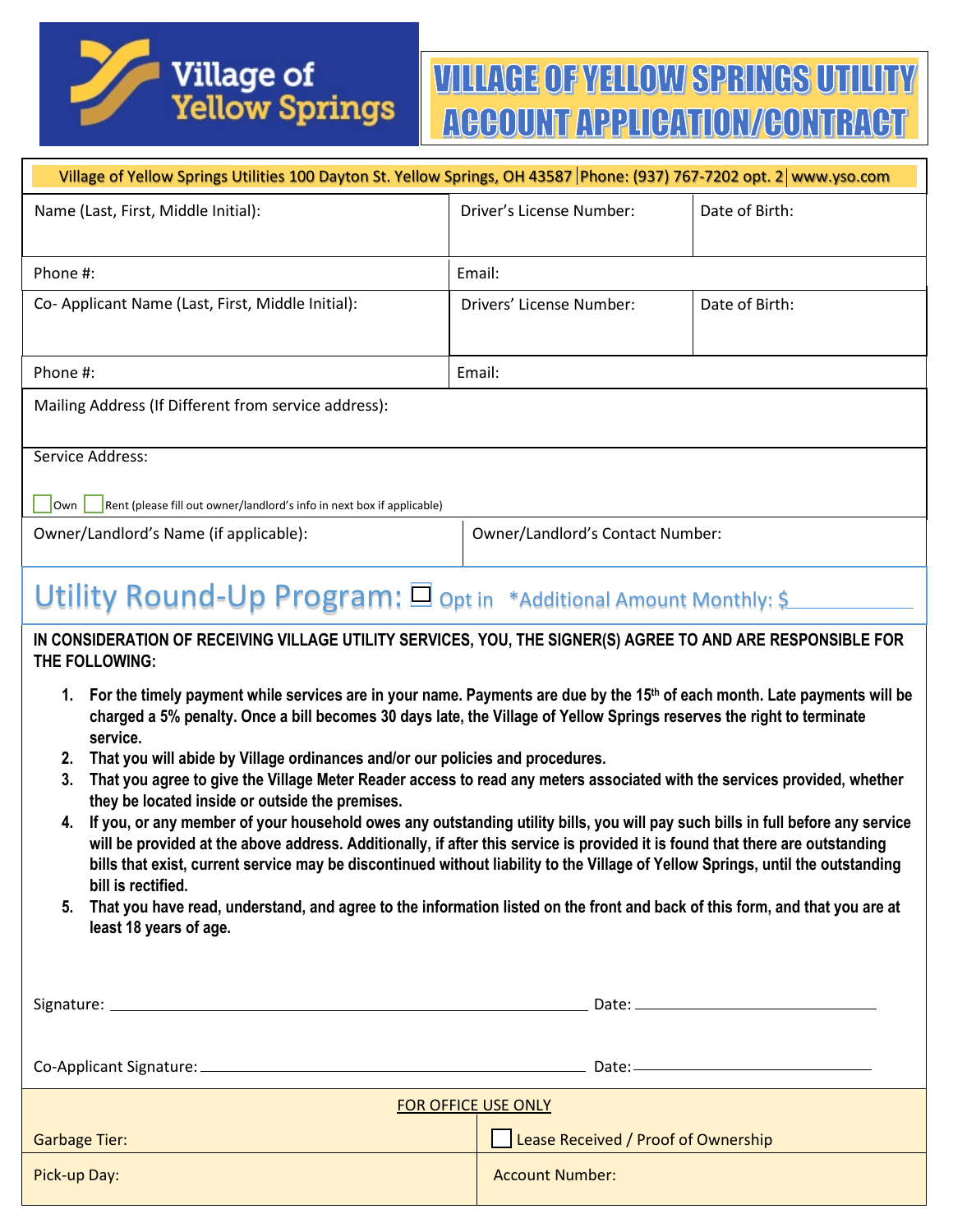# VILLAGE OF YELLOW SPRINGS UTILITY ACCOUNT APPLICATION/CONTRACT

Village of Yellow Springs Utilities 100 Dayton St. Yellow Springs, OH 43587 | Phone: (937) 767-7202 opt. 2 | www.yso.com

| Name (Last, First, Middle Initial): | Driver's License Number: | Date of Birth: |
|---|---|---|
| Phone #: | Email: | |
| Co- Applicant Name (Last, First, Middle Initial): | Drivers' License Number: | Date of Birth: |
| Phone #: | Email: | |

Mailing Address (If Different from service address):

Service Address:

☐ Own ☐ Rent (please fill out owner/landlord's info in next box if applicable)

| Owner/Landlord's Name (if applicable): | Owner/Landlord's Contact Number: |
|---|---|

## Utility Round-Up Program: ☐ Opt in *Additional Amount Monthly: $\_\_\_\_\_\_\_\_

**IN CONSIDERATION OF RECEIVING VILLAGE UTILITY SERVICES, YOU, THE SIGNER(S) AGREE TO AND ARE RESPONSIBLE FOR THE FOLLOWING:**

1. **For the timely payment while services are in your name. Payments are due by the 15th of each month. Late payments will be charged a 5% penalty. Once a bill becomes 30 days late, the Village of Yellow Springs reserves the right to terminate service.**
2. **That you will abide by Village ordinances and/or our policies and procedures.**
3. **That you agree to give the Village Meter Reader access to read any meters associated with the services provided, whether they be located inside or outside the premises.**
4. **If you, or any member of your household owes any outstanding utility bills, you will pay such bills in full before any service will be provided at the above address. Additionally, if after this service is provided it is found that there are outstanding bills that exist, current service may be discontinued without liability to the Village of Yellow Springs, until the outstanding bill is rectified.**
5. **That you have read, understand, and agree to the information listed on the front and back of this form, and that you are at least 18 years of age.**

Signature: \_\_\_\_\_\_\_\_\_\_\_\_\_\_\_\_\_\_\_\_\_\_\_\_\_\_\_\_\_\_ Date: \_\_\_\_\_\_\_\_\_\_\_\_\_\_

Co-Applicant Signature: \_\_\_\_\_\_\_\_\_\_\_\_\_\_\_\_\_\_\_\_\_\_\_\_\_\_\_\_\_\_ Date: \_\_\_\_\_\_\_\_\_\_\_\_\_\_

**FOR OFFICE USE ONLY**

| Garbage Tier: | ☐ Lease Received / Proof of Ownership |
|---|---|
| Pick-up Day: | Account Number: |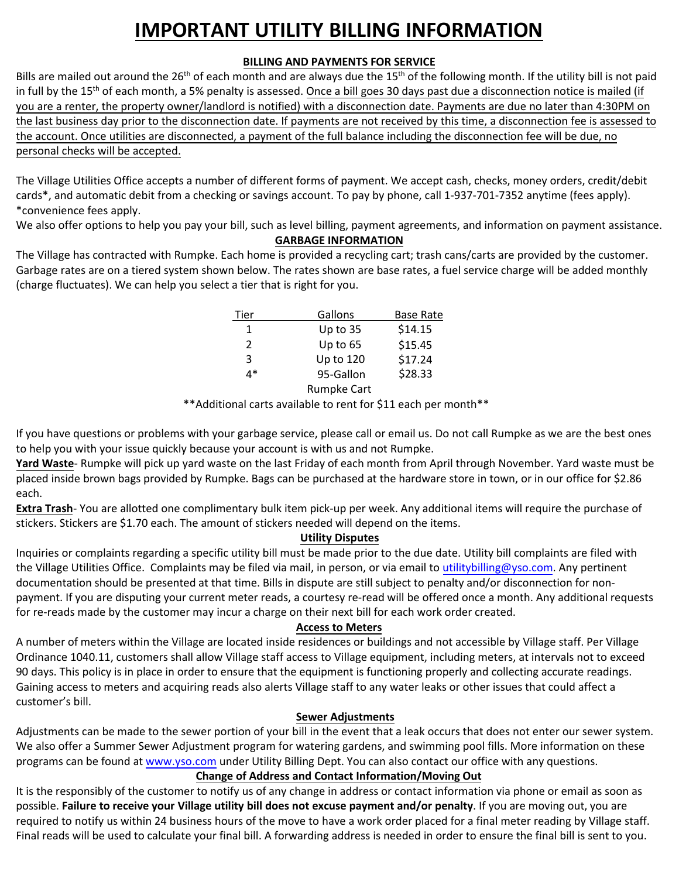# IMPORTANT UTILITY BILLING INFORMATION

### BILLING AND PAYMENTS FOR SERVICE

Bills are mailed out around the 26th of each month and are always due the 15th of the following month. If the utility bill is not paid in full by the 15th of each month, a 5% penalty is assessed. Once a bill goes 30 days past due a disconnection notice is mailed (if you are a renter, the property owner/landlord is notified) with a disconnection date. Payments are due no later than 4:30PM on the last business day prior to the disconnection date. If payments are not received by this time, a disconnection fee is assessed to the account. Once utilities are disconnected, a payment of the full balance including the disconnection fee will be due, no personal checks will be accepted.

The Village Utilities Office accepts a number of different forms of payment. We accept cash, checks, money orders, credit/debit cards*, and automatic debit from a checking or savings account. To pay by phone, call 1-937-701-7352 anytime (fees apply). *convenience fees apply.

We also offer options to help you pay your bill, such as level billing, payment agreements, and information on payment assistance.

### GARBAGE INFORMATION

The Village has contracted with Rumpke. Each home is provided a recycling cart; trash cans/carts are provided by the customer. Garbage rates are on a tiered system shown below. The rates shown are base rates, a fuel service charge will be added monthly (charge fluctuates). We can help you select a tier that is right for you.

| Tier | Gallons | Base Rate |
|---|---|---|
| 1 | Up to 35 | $14.15 |
| 2 | Up to 65 | $15.45 |
| 3 | Up to 120 | $17.24 |
| 4* | 95-Gallon Rumpke Cart | $28.33 |

**Additional carts available to rent for $11 each per month**

If you have questions or problems with your garbage service, please call or email us. Do not call Rumpke as we are the best ones to help you with your issue quickly because your account is with us and not Rumpke.

**Yard Waste**- Rumpke will pick up yard waste on the last Friday of each month from April through November. Yard waste must be placed inside brown bags provided by Rumpke. Bags can be purchased at the hardware store in town, or in our office for $2.86 each.

**Extra Trash**- You are allotted one complimentary bulk item pick-up per week. Any additional items will require the purchase of stickers. Stickers are $1.70 each. The amount of stickers needed will depend on the items.

### Utility Disputes

Inquiries or complaints regarding a specific utility bill must be made prior to the due date. Utility bill complaints are filed with the Village Utilities Office. Complaints may be filed via mail, in person, or via email to utilitybilling@yso.com. Any pertinent documentation should be presented at that time. Bills in dispute are still subject to penalty and/or disconnection for non-payment. If you are disputing your current meter reads, a courtesy re-read will be offered once a month. Any additional requests for re-reads made by the customer may incur a charge on their next bill for each work order created.

### Access to Meters

A number of meters within the Village are located inside residences or buildings and not accessible by Village staff. Per Village Ordinance 1040.11, customers shall allow Village staff access to Village equipment, including meters, at intervals not to exceed 90 days. This policy is in place in order to ensure that the equipment is functioning properly and collecting accurate readings. Gaining access to meters and acquiring reads also alerts Village staff to any water leaks or other issues that could affect a customer's bill.

### Sewer Adjustments

Adjustments can be made to the sewer portion of your bill in the event that a leak occurs that does not enter our sewer system. We also offer a Summer Sewer Adjustment program for watering gardens, and swimming pool fills. More information on these programs can be found at www.yso.com under Utility Billing Dept. You can also contact our office with any questions.

### Change of Address and Contact Information/Moving Out

It is the responsibly of the customer to notify us of any change in address or contact information via phone or email as soon as possible. **Failure to receive your Village utility bill does not excuse payment and/or penalty**. If you are moving out, you are required to notify us within 24 business hours of the move to have a work order placed for a final meter reading by Village staff. Final reads will be used to calculate your final bill. A forwarding address is needed in order to ensure the final bill is sent to you.